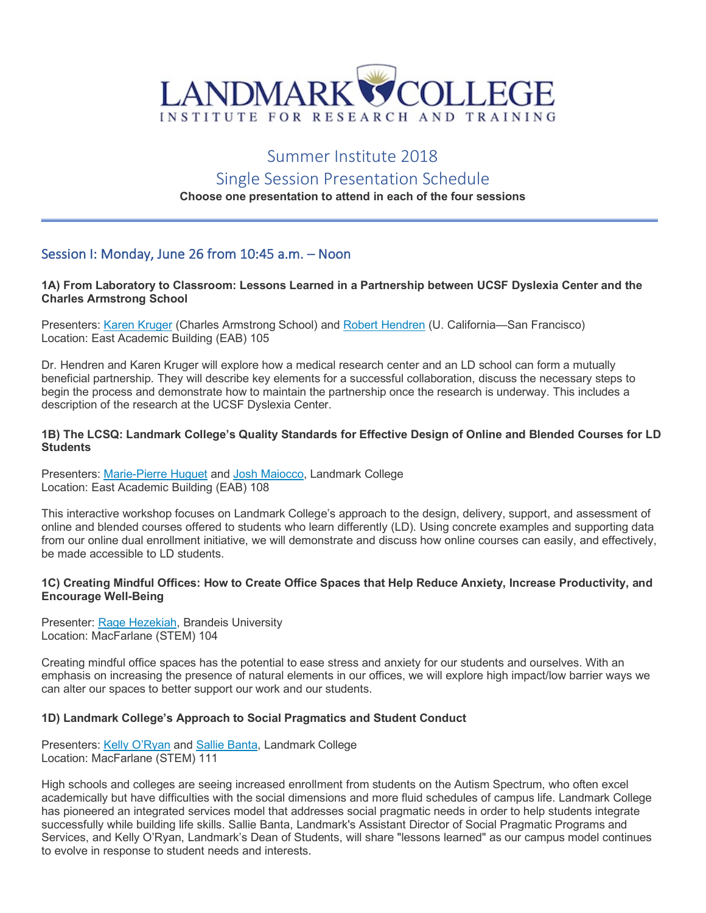# LANDMARK COLLEGE
INSTITUTE FOR RESEARCH AND TRAINING

## Summer Institute 2018
## Single Session Presentation Schedule

**Choose one presentation to attend in each of the four sessions**

---

## Session I: Monday, June 26 from 10:45 a.m. – Noon

### 1A) From Laboratory to Classroom: Lessons Learned in a Partnership between UCSF Dyslexia Center and the Charles Armstrong School

Presenters: Karen Kruger (Charles Armstrong School) and Robert Hendren (U. California—San Francisco)
Location: East Academic Building (EAB) 105

Dr. Hendren and Karen Kruger will explore how a medical research center and an LD school can form a mutually beneficial partnership. They will describe key elements for a successful collaboration, discuss the necessary steps to begin the process and demonstrate how to maintain the partnership once the research is underway. This includes a description of the research at the UCSF Dyslexia Center.

### 1B) The LCSQ: Landmark College's Quality Standards for Effective Design of Online and Blended Courses for LD Students

Presenters: Marie-Pierre Huguet and Josh Maiocco, Landmark College
Location: East Academic Building (EAB) 108

This interactive workshop focuses on Landmark College's approach to the design, delivery, support, and assessment of online and blended courses offered to students who learn differently (LD). Using concrete examples and supporting data from our online dual enrollment initiative, we will demonstrate and discuss how online courses can easily, and effectively, be made accessible to LD students.

### 1C) Creating Mindful Offices: How to Create Office Spaces that Help Reduce Anxiety, Increase Productivity, and Encourage Well-Being

Presenter: Rage Hezekiah, Brandeis University
Location: MacFarlane (STEM) 104

Creating mindful office spaces has the potential to ease stress and anxiety for our students and ourselves. With an emphasis on increasing the presence of natural elements in our offices, we will explore high impact/low barrier ways we can alter our spaces to better support our work and our students.

### 1D) Landmark College's Approach to Social Pragmatics and Student Conduct

Presenters: Kelly O'Ryan and Sallie Banta, Landmark College
Location: MacFarlane (STEM) 111

High schools and colleges are seeing increased enrollment from students on the Autism Spectrum, who often excel academically but have difficulties with the social dimensions and more fluid schedules of campus life. Landmark College has pioneered an integrated services model that addresses social pragmatic needs in order to help students integrate successfully while building life skills. Sallie Banta, Landmark's Assistant Director of Social Pragmatic Programs and Services, and Kelly O'Ryan, Landmark's Dean of Students, will share "lessons learned" as our campus model continues to evolve in response to student needs and interests.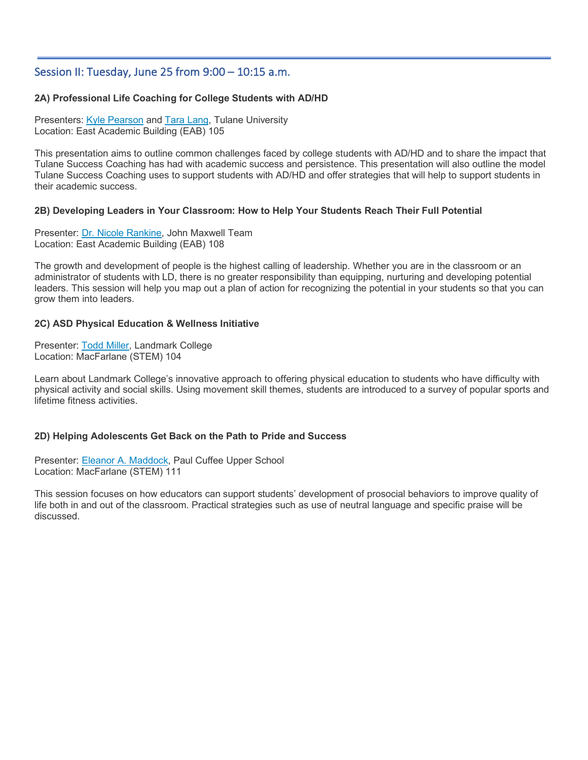## Session II: Tuesday, June 25 from 9:00 – 10:15 a.m.

### 2A) Professional Life Coaching for College Students with AD/HD

Presenters: Kyle Pearson and Tara Lang, Tulane University
Location: East Academic Building (EAB) 105

This presentation aims to outline common challenges faced by college students with AD/HD and to share the impact that Tulane Success Coaching has had with academic success and persistence. This presentation will also outline the model Tulane Success Coaching uses to support students with AD/HD and offer strategies that will help to support students in their academic success.

### 2B) Developing Leaders in Your Classroom: How to Help Your Students Reach Their Full Potential

Presenter: Dr. Nicole Rankine, John Maxwell Team
Location: East Academic Building (EAB) 108

The growth and development of people is the highest calling of leadership. Whether you are in the classroom or an administrator of students with LD, there is no greater responsibility than equipping, nurturing and developing potential leaders. This session will help you map out a plan of action for recognizing the potential in your students so that you can grow them into leaders.

### 2C) ASD Physical Education & Wellness Initiative

Presenter: Todd Miller, Landmark College
Location: MacFarlane (STEM) 104

Learn about Landmark College's innovative approach to offering physical education to students who have difficulty with physical activity and social skills. Using movement skill themes, students are introduced to a survey of popular sports and lifetime fitness activities.

### 2D) Helping Adolescents Get Back on the Path to Pride and Success

Presenter: Eleanor A. Maddock, Paul Cuffee Upper School
Location: MacFarlane (STEM) 111

This session focuses on how educators can support students' development of prosocial behaviors to improve quality of life both in and out of the classroom. Practical strategies such as use of neutral language and specific praise will be discussed.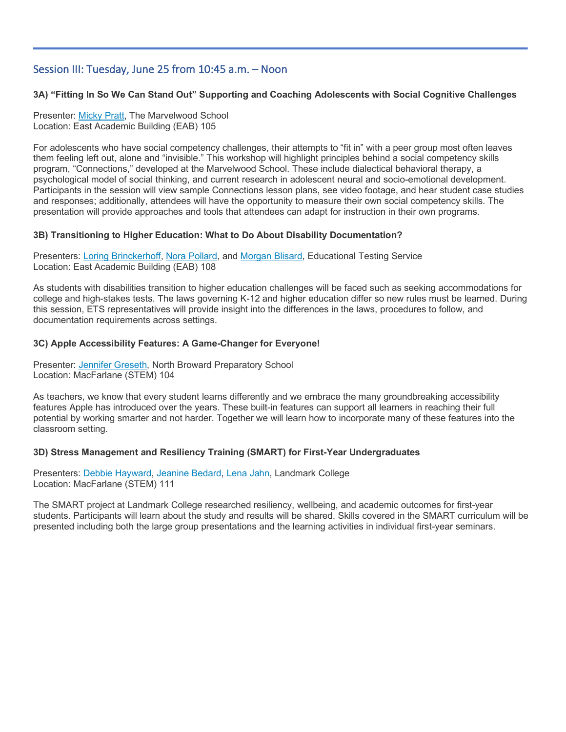## Session III: Tuesday, June 25 from 10:45 a.m. – Noon

### 3A) "Fitting In So We Can Stand Out" Supporting and Coaching Adolescents with Social Cognitive Challenges

Presenter: Micky Pratt, The Marvelwood School
Location: East Academic Building (EAB) 105

For adolescents who have social competency challenges, their attempts to "fit in" with a peer group most often leaves them feeling left out, alone and "invisible." This workshop will highlight principles behind a social competency skills program, "Connections," developed at the Marvelwood School. These include dialectical behavioral therapy, a psychological model of social thinking, and current research in adolescent neural and socio-emotional development. Participants in the session will view sample Connections lesson plans, see video footage, and hear student case studies and responses; additionally, attendees will have the opportunity to measure their own social competency skills. The presentation will provide approaches and tools that attendees can adapt for instruction in their own programs.

### 3B) Transitioning to Higher Education: What to Do About Disability Documentation?

Presenters: Loring Brinckerhoff, Nora Pollard, and Morgan Blisard, Educational Testing Service
Location: East Academic Building (EAB) 108

As students with disabilities transition to higher education challenges will be faced such as seeking accommodations for college and high-stakes tests. The laws governing K-12 and higher education differ so new rules must be learned. During this session, ETS representatives will provide insight into the differences in the laws, procedures to follow, and documentation requirements across settings.

### 3C) Apple Accessibility Features: A Game-Changer for Everyone!

Presenter: Jennifer Greseth, North Broward Preparatory School
Location: MacFarlane (STEM) 104

As teachers, we know that every student learns differently and we embrace the many groundbreaking accessibility features Apple has introduced over the years. These built-in features can support all learners in reaching their full potential by working smarter and not harder. Together we will learn how to incorporate many of these features into the classroom setting.

### 3D) Stress Management and Resiliency Training (SMART) for First-Year Undergraduates

Presenters: Debbie Hayward, Jeanine Bedard, Lena Jahn, Landmark College
Location: MacFarlane (STEM) 111

The SMART project at Landmark College researched resiliency, wellbeing, and academic outcomes for first-year students. Participants will learn about the study and results will be shared. Skills covered in the SMART curriculum will be presented including both the large group presentations and the learning activities in individual first-year seminars.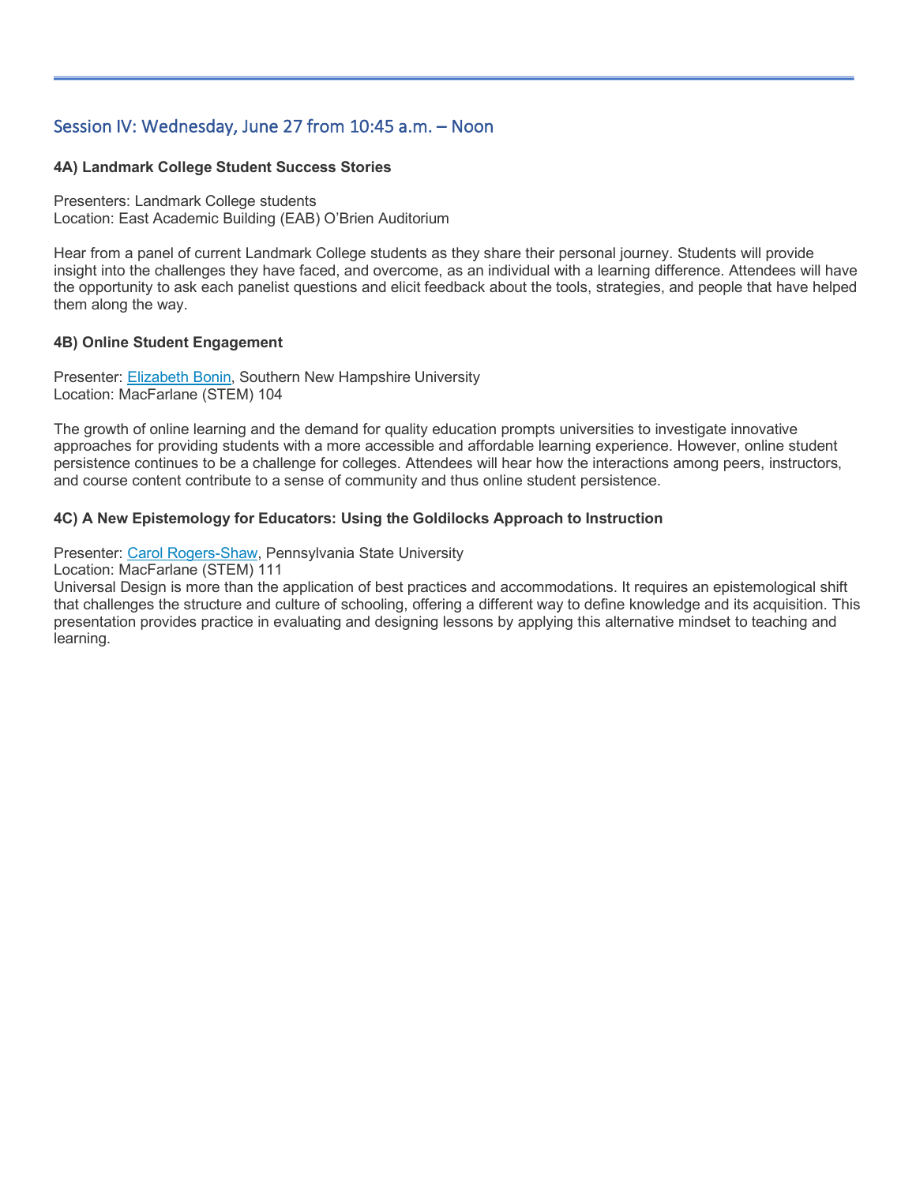## Session IV: Wednesday, June 27 from 10:45 a.m. – Noon

**4A) Landmark College Student Success Stories**

Presenters: Landmark College students
Location: East Academic Building (EAB) O'Brien Auditorium

Hear from a panel of current Landmark College students as they share their personal journey. Students will provide insight into the challenges they have faced, and overcome, as an individual with a learning difference. Attendees will have the opportunity to ask each panelist questions and elicit feedback about the tools, strategies, and people that have helped them along the way.

**4B) Online Student Engagement**

Presenter: Elizabeth Bonin, Southern New Hampshire University
Location: MacFarlane (STEM) 104

The growth of online learning and the demand for quality education prompts universities to investigate innovative approaches for providing students with a more accessible and affordable learning experience. However, online student persistence continues to be a challenge for colleges. Attendees will hear how the interactions among peers, instructors, and course content contribute to a sense of community and thus online student persistence.

**4C) A New Epistemology for Educators: Using the Goldilocks Approach to Instruction**

Presenter: Carol Rogers-Shaw, Pennsylvania State University
Location: MacFarlane (STEM) 111
Universal Design is more than the application of best practices and accommodations. It requires an epistemological shift that challenges the structure and culture of schooling, offering a different way to define knowledge and its acquisition. This presentation provides practice in evaluating and designing lessons by applying this alternative mindset to teaching and learning.